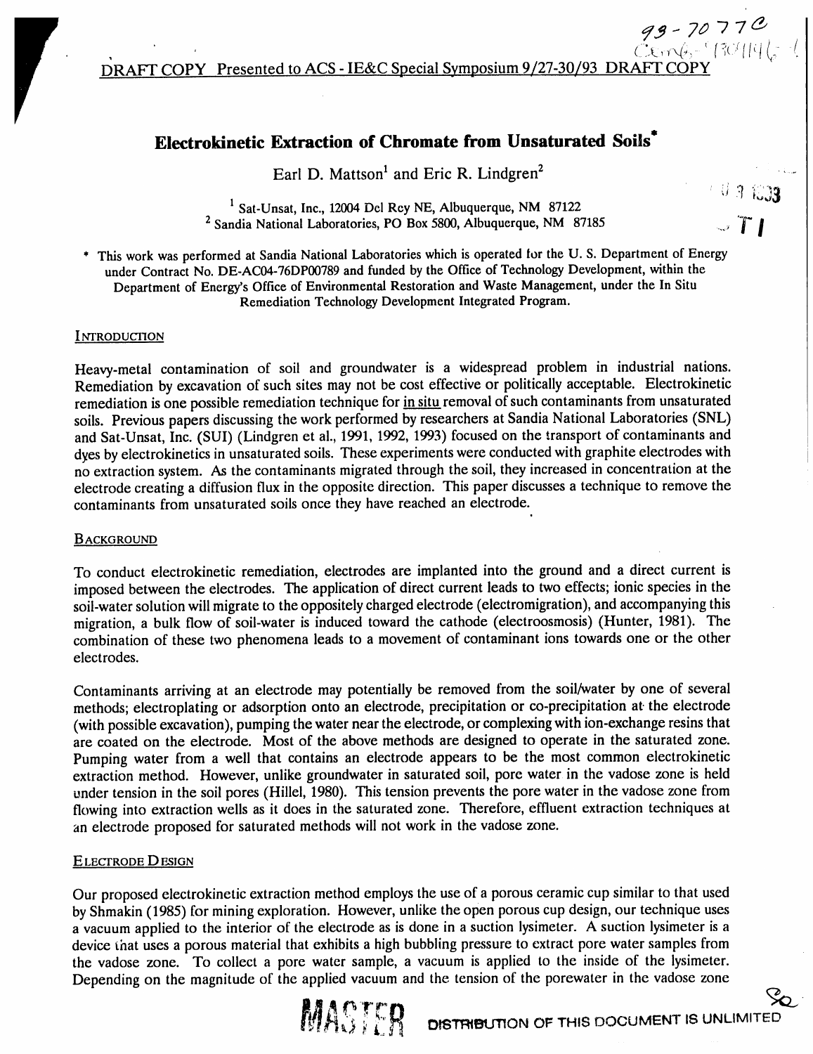DRAFT COPY Presented to ACS - IE&C Special Symposium 9/27-30/93 DRAFT COPY

# Electrokinetic Extraction of Chromate from Unsaturated Soils*

Earl D. Mattson[1] and Eric R. Lindgren[2]

[1] Sat-Unsat, Inc., 12004 Del Rey NE, Albuquerque, NM 87122
[2] Sandia National Laboratories, PO Box 5800, Albuquerque, NM 87185

\* This work was performed at Sandia National Laboratories which is operated for the U. S. Department of Energy under Contract No. DE-AC04-76DP00789 and funded by the Office of Technology Development, within the Department of Energy's Office of Environmental Restoration and Waste Management, under the In Situ Remediation Technology Development Integrated Program.

## Introduction

Heavy-metal contamination of soil and groundwater is a widespread problem in industrial nations. Remediation by excavation of such sites may not be cost effective or politically acceptable. Electrokinetic remediation is one possible remediation technique for in situ removal of such contaminants from unsaturated soils. Previous papers discussing the work performed by researchers at Sandia National Laboratories (SNL) and Sat-Unsat, Inc. (SUI) (Lindgren et al., 1991, 1992, 1993) focused on the transport of contaminants and dyes by electrokinetics in unsaturated soils. These experiments were conducted with graphite electrodes with no extraction system. As the contaminants migrated through the soil, they increased in concentration at the electrode creating a diffusion flux in the opposite direction. This paper discusses a technique to remove the contaminants from unsaturated soils once they have reached an electrode.

## Background

To conduct electrokinetic remediation, electrodes are implanted into the ground and a direct current is imposed between the electrodes. The application of direct current leads to two effects; ionic species in the soil-water solution will migrate to the oppositely charged electrode (electromigration), and accompanying this migration, a bulk flow of soil-water is induced toward the cathode (electroosmosis) (Hunter, 1981). The combination of these two phenomena leads to a movement of contaminant ions towards one or the other electrodes.

Contaminants arriving at an electrode may potentially be removed from the soil/water by one of several methods; electroplating or adsorption onto an electrode, precipitation or co-precipitation at the electrode (with possible excavation), pumping the water near the electrode, or complexing with ion-exchange resins that are coated on the electrode. Most of the above methods are designed to operate in the saturated zone. Pumping water from a well that contains an electrode appears to be the most common electrokinetic extraction method. However, unlike groundwater in saturated soil, pore water in the vadose zone is held under tension in the soil pores (Hillel, 1980). This tension prevents the pore water in the vadose zone from flowing into extraction wells as it does in the saturated zone. Therefore, effluent extraction techniques at an electrode proposed for saturated methods will not work in the vadose zone.

## Electrode Design

Our proposed electrokinetic extraction method employs the use of a porous ceramic cup similar to that used by Shmakin (1985) for mining exploration. However, unlike the open porous cup design, our technique uses a vacuum applied to the interior of the electrode as is done in a suction lysimeter. A suction lysimeter is a device that uses a porous material that exhibits a high bubbling pressure to extract pore water samples from the vadose zone. To collect a pore water sample, a vacuum is applied to the inside of the lysimeter. Depending on the magnitude of the applied vacuum and the tension of the porewater in the vadose zone

DISTRIBUTION OF THIS DOCUMENT IS UNLIMITED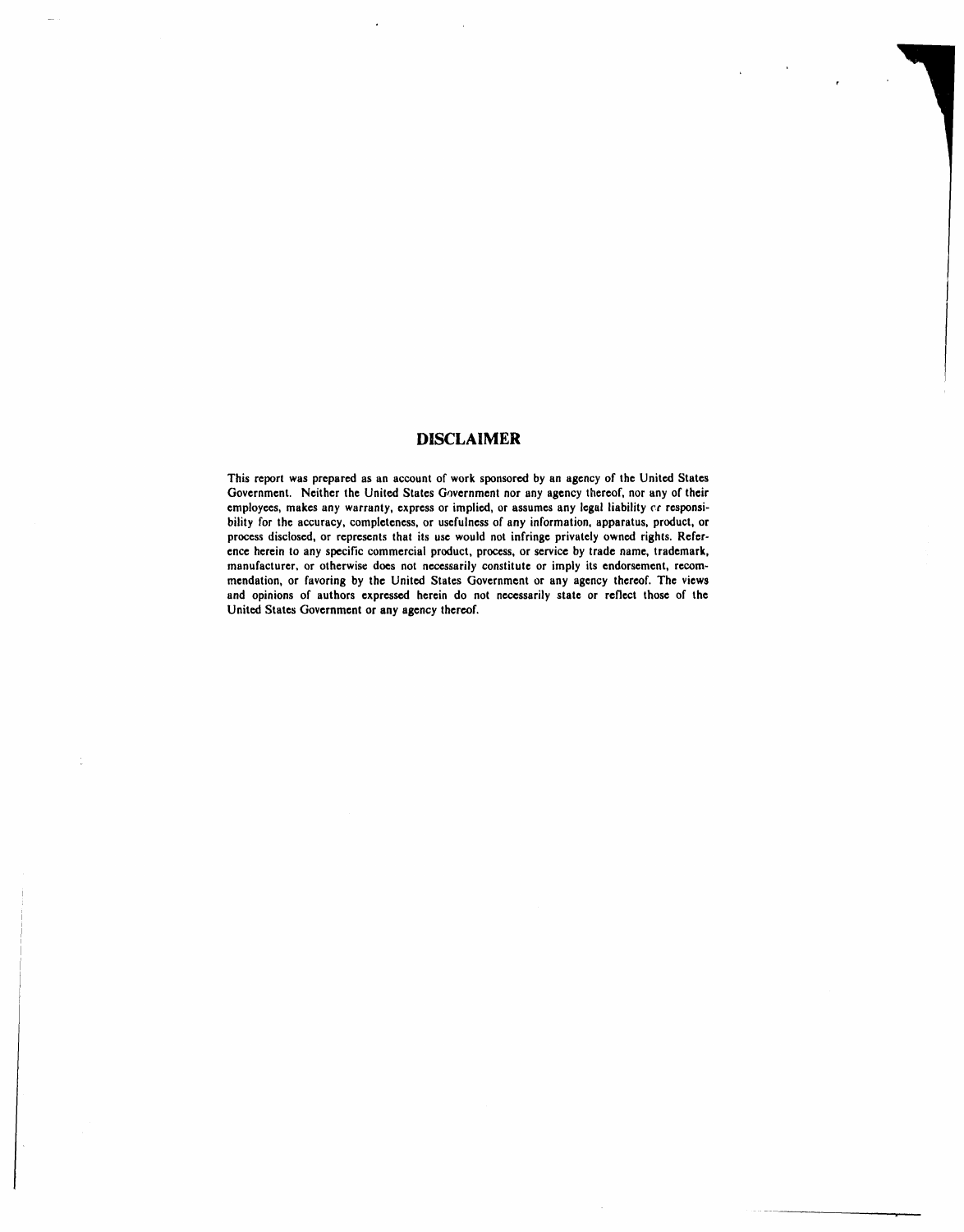## DISCLAIMER

This report was prepared as an account of work sponsored by an agency of the United States Government. Neither the United States Government nor any agency thereof, nor any of their employees, makes any warranty, express or implied, or assumes any legal liability or responsibility for the accuracy, completeness, or usefulness of any information, apparatus, product, or process disclosed, or represents that its use would not infringe privately owned rights. Reference herein to any specific commercial product, process, or service by trade name, trademark, manufacturer, or otherwise does not necessarily constitute or imply its endorsement, recommendation, or favoring by the United States Government or any agency thereof. The views and opinions of authors expressed herein do not necessarily state or reflect those of the United States Government or any agency thereof.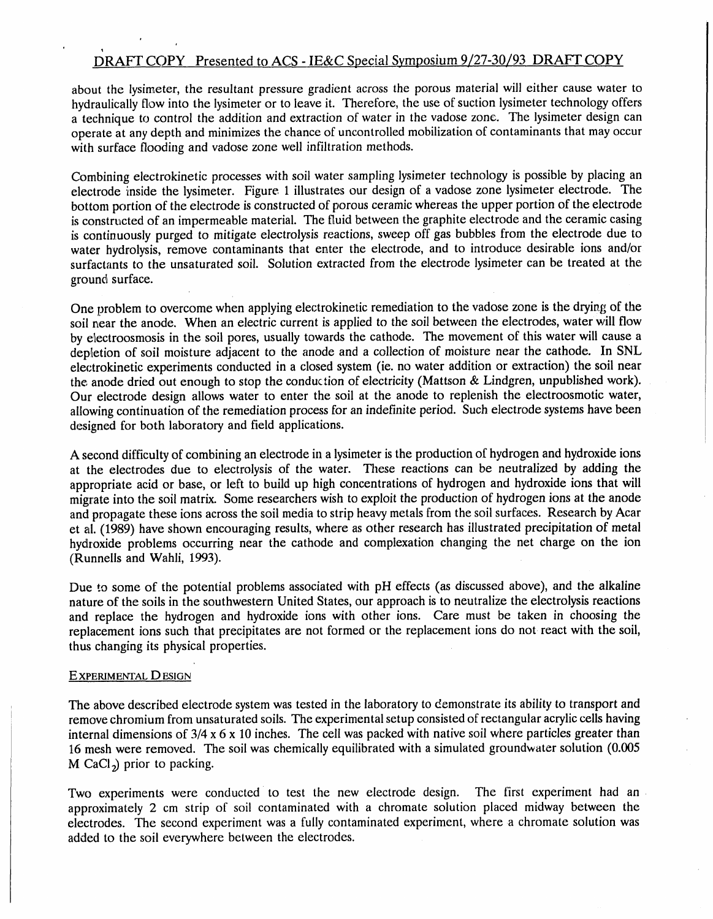about the lysimeter, the resultant pressure gradient across the porous material will either cause water to hydraulically flow into the lysimeter or to leave it. Therefore, the use of suction lysimeter technology offers a technique to control the addition and extraction of water in the vadose zone. The lysimeter design can operate at any depth and minimizes the chance of uncontrolled mobilization of contaminants that may occur with surface flooding and vadose zone well infiltration methods.

Combining electrokinetic processes with soil water sampling lysimeter technology is possible by placing an electrode inside the lysimeter. Figure 1 illustrates our design of a vadose zone lysimeter electrode. The bottom portion of the electrode is constructed of porous ceramic whereas the upper portion of the electrode is constructed of an impermeable material. The fluid between the graphite electrode and the ceramic casing is continuously purged to mitigate electrolysis reactions, sweep off gas bubbles from the electrode due to water hydrolysis, remove contaminants that enter the electrode, and to introduce desirable ions and/or surfactants to the unsaturated soil. Solution extracted from the electrode lysimeter can be treated at the ground surface.

One problem to overcome when applying electrokinetic remediation to the vadose zone is the drying of the soil near the anode. When an electric current is applied to the soil between the electrodes, water will flow by electroosmosis in the soil pores, usually towards the cathode. The movement of this water will cause a depletion of soil moisture adjacent to the anode and a collection of moisture near the cathode. In SNL electrokinetic experiments conducted in a closed system (ie. no water addition or extraction) the soil near the anode dried out enough to stop the conduction of electricity (Mattson & Lindgren, unpublished work). Our electrode design allows water to enter the soil at the anode to replenish the electroosmotic water, allowing continuation of the remediation process for an indefinite period. Such electrode systems have been designed for both laboratory and field applications.

A second difficulty of combining an electrode in a lysimeter is the production of hydrogen and hydroxide ions at the electrodes due to electrolysis of the water. These reactions can be neutralized by adding the appropriate acid or base, or left to build up high concentrations of hydrogen and hydroxide ions that will migrate into the soil matrix. Some researchers wish to exploit the production of hydrogen ions at the anode and propagate these ions across the soil media to strip heavy metals from the soil surfaces. Research by Acar et al. (1989) have shown encouraging results, where as other research has illustrated precipitation of metal hydroxide problems occurring near the cathode and complexation changing the net charge on the ion (Runnells and Wahli, 1993).

Due to some of the potential problems associated with pH effects (as discussed above), and the alkaline nature of the soils in the southwestern United States, our approach is to neutralize the electrolysis reactions and replace the hydrogen and hydroxide ions with other ions. Care must be taken in choosing the replacement ions such that precipitates are not formed or the replacement ions do not react with the soil, thus changing its physical properties.

## EXPERIMENTAL DESIGN

The above described electrode system was tested in the laboratory to demonstrate its ability to transport and remove chromium from unsaturated soils. The experimental setup consisted of rectangular acrylic cells having internal dimensions of 3/4 x 6 x 10 inches. The cell was packed with native soil where particles greater than 16 mesh were removed. The soil was chemically equilibrated with a simulated groundwater solution (0.005 M $CaCl_2$) prior to packing.

Two experiments were conducted to test the new electrode design. The first experiment had an approximately 2 cm strip of soil contaminated with a chromate solution placed midway between the electrodes. The second experiment was a fully contaminated experiment, where a chromate solution was added to the soil everywhere between the electrodes.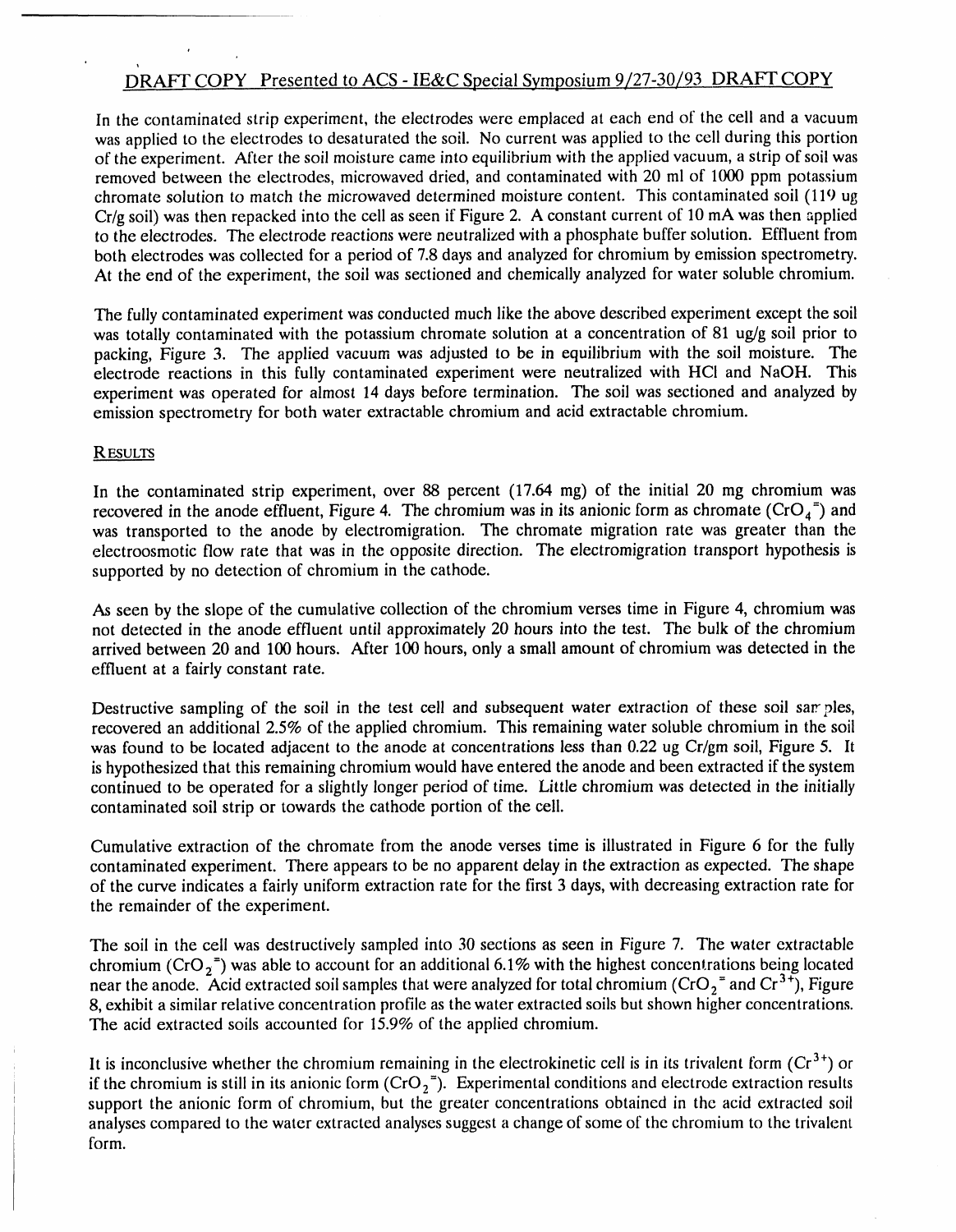In the contaminated strip experiment, the electrodes were emplaced at each end of the cell and a vacuum was applied to the electrodes to desaturated the soil. No current was applied to the cell during this portion of the experiment. After the soil moisture came into equilibrium with the applied vacuum, a strip of soil was removed between the electrodes, microwaved dried, and contaminated with 20 ml of 1000 ppm potassium chromate solution to match the microwaved determined moisture content. This contaminated soil (119 ug Cr/g soil) was then repacked into the cell as seen if Figure 2. A constant current of 10 mA was then applied to the electrodes. The electrode reactions were neutralized with a phosphate buffer solution. Effluent from both electrodes was collected for a period of 7.8 days and analyzed for chromium by emission spectrometry. At the end of the experiment, the soil was sectioned and chemically analyzed for water soluble chromium.

The fully contaminated experiment was conducted much like the above described experiment except the soil was totally contaminated with the potassium chromate solution at a concentration of 81 ug/g soil prior to packing, Figure 3. The applied vacuum was adjusted to be in equilibrium with the soil moisture. The electrode reactions in this fully contaminated experiment were neutralized with HCl and NaOH. This experiment was operated for almost 14 days before termination. The soil was sectioned and analyzed by emission spectrometry for both water extractable chromium and acid extractable chromium.

## RESULTS

In the contaminated strip experiment, over 88 percent (17.64 mg) of the initial 20 mg chromium was recovered in the anode effluent, Figure 4. The chromium was in its anionic form as chromate ($CrO_4^{=}$) and was transported to the anode by electromigration. The chromate migration rate was greater than the electroosmotic flow rate that was in the opposite direction. The electromigration transport hypothesis is supported by no detection of chromium in the cathode.

As seen by the slope of the cumulative collection of the chromium verses time in Figure 4, chromium was not detected in the anode effluent until approximately 20 hours into the test. The bulk of the chromium arrived between 20 and 100 hours. After 100 hours, only a small amount of chromium was detected in the effluent at a fairly constant rate.

Destructive sampling of the soil in the test cell and subsequent water extraction of these soil samples, recovered an additional 2.5% of the applied chromium. This remaining water soluble chromium in the soil was found to be located adjacent to the anode at concentrations less than 0.22 ug Cr/gm soil, Figure 5. It is hypothesized that this remaining chromium would have entered the anode and been extracted if the system continued to be operated for a slightly longer period of time. Little chromium was detected in the initially contaminated soil strip or towards the cathode portion of the cell.

Cumulative extraction of the chromate from the anode verses time is illustrated in Figure 6 for the fully contaminated experiment. There appears to be no apparent delay in the extraction as expected. The shape of the curve indicates a fairly uniform extraction rate for the first 3 days, with decreasing extraction rate for the remainder of the experiment.

The soil in the cell was destructively sampled into 30 sections as seen in Figure 7. The water extractable chromium ($CrO_2^{=}$) was able to account for an additional 6.1% with the highest concentrations being located near the anode. Acid extracted soil samples that were analyzed for total chromium ($CrO_2^{=}$ and $Cr^{3+}$), Figure 8, exhibit a similar relative concentration profile as the water extracted soils but shown higher concentrations. The acid extracted soils accounted for 15.9% of the applied chromium.

It is inconclusive whether the chromium remaining in the electrokinetic cell is in its trivalent form ($Cr^{3+}$) or if the chromium is still in its anionic form ($CrO_2^{=}$). Experimental conditions and electrode extraction results support the anionic form of chromium, but the greater concentrations obtained in the acid extracted soil analyses compared to the water extracted analyses suggest a change of some of the chromium to the trivalent form.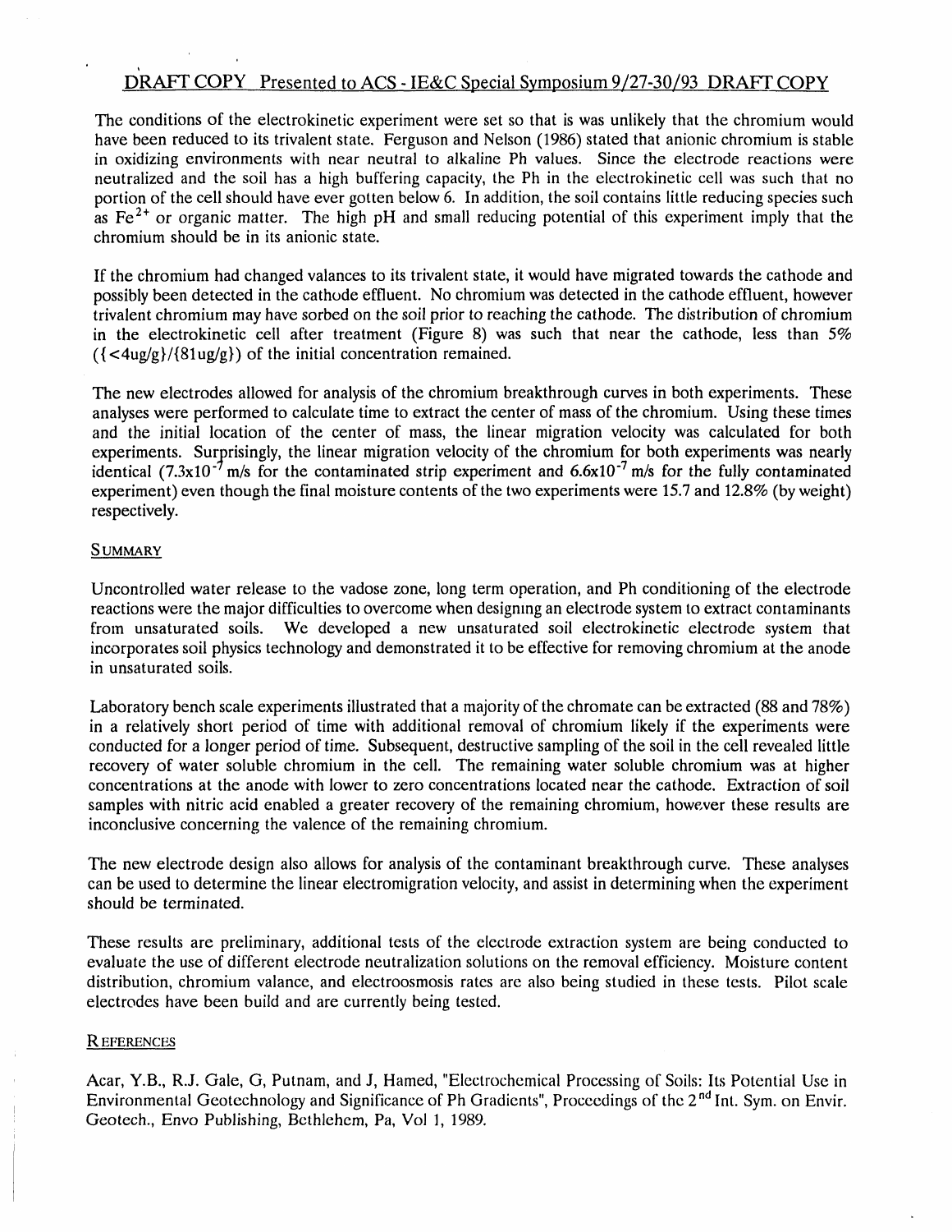The conditions of the electrokinetic experiment were set so that is was unlikely that the chromium would have been reduced to its trivalent state. Ferguson and Nelson (1986) stated that anionic chromium is stable in oxidizing environments with near neutral to alkaline Ph values. Since the electrode reactions were neutralized and the soil has a high buffering capacity, the Ph in the electrokinetic cell was such that no portion of the cell should have ever gotten below 6. In addition, the soil contains little reducing species such as $Fe^{2+}$ or organic matter. The high pH and small reducing potential of this experiment imply that the chromium should be in its anionic state.

If the chromium had changed valances to its trivalent state, it would have migrated towards the cathode and possibly been detected in the cathode effluent. No chromium was detected in the cathode effluent, however trivalent chromium may have sorbed on the soil prior to reaching the cathode. The distribution of chromium in the electrokinetic cell after treatment (Figure 8) was such that near the cathode, less than 5% ({<4ug/g}/{81ug/g}) of the initial concentration remained.

The new electrodes allowed for analysis of the chromium breakthrough curves in both experiments. These analyses were performed to calculate time to extract the center of mass of the chromium. Using these times and the initial location of the center of mass, the linear migration velocity was calculated for both experiments. Surprisingly, the linear migration velocity of the chromium for both experiments was nearly identical ($7.3 \times 10^{-7}$ m/s for the contaminated strip experiment and $6.6 \times 10^{-7}$ m/s for the fully contaminated experiment) even though the final moisture contents of the two experiments were 15.7 and 12.8% (by weight) respectively.

## SUMMARY

Uncontrolled water release to the vadose zone, long term operation, and Ph conditioning of the electrode reactions were the major difficulties to overcome when designing an electrode system to extract contaminants from unsaturated soils. We developed a new unsaturated soil electrokinetic electrode system that incorporates soil physics technology and demonstrated it to be effective for removing chromium at the anode in unsaturated soils.

Laboratory bench scale experiments illustrated that a majority of the chromate can be extracted (88 and 78%) in a relatively short period of time with additional removal of chromium likely if the experiments were conducted for a longer period of time. Subsequent, destructive sampling of the soil in the cell revealed little recovery of water soluble chromium in the cell. The remaining water soluble chromium was at higher concentrations at the anode with lower to zero concentrations located near the cathode. Extraction of soil samples with nitric acid enabled a greater recovery of the remaining chromium, however these results are inconclusive concerning the valence of the remaining chromium.

The new electrode design also allows for analysis of the contaminant breakthrough curve. These analyses can be used to determine the linear electromigration velocity, and assist in determining when the experiment should be terminated.

These results are preliminary, additional tests of the electrode extraction system are being conducted to evaluate the use of different electrode neutralization solutions on the removal efficiency. Moisture content distribution, chromium valance, and electroosmosis rates are also being studied in these tests. Pilot scale electrodes have been build and are currently being tested.

## REFERENCES

Acar, Y.B., R.J. Gale, G, Putnam, and J, Hamed, "Electrochemical Processing of Soils: Its Potential Use in Environmental Geotechnology and Significance of Ph Gradients", Proceedings of the 2nd Int. Sym. on Envir. Geotech., Envo Publishing, Bethlehem, Pa, Vol 1, 1989.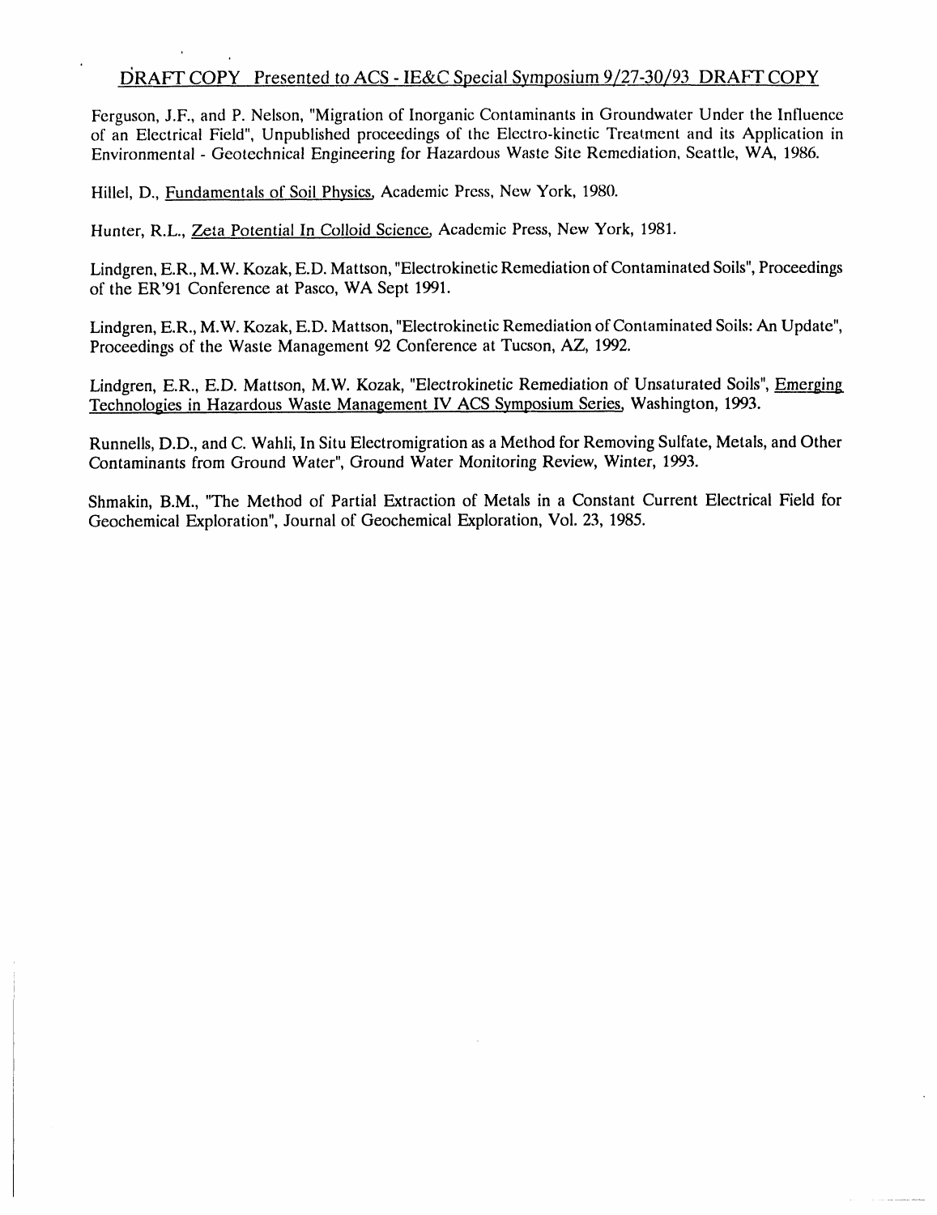Ferguson, J.F., and P. Nelson, "Migration of Inorganic Contaminants in Groundwater Under the Influence of an Electrical Field", Unpublished proceedings of the Electro-kinetic Treatment and its Application in Environmental - Geotechnical Engineering for Hazardous Waste Site Remediation, Seattle, WA, 1986.

Hillel, D., Fundamentals of Soil Physics, Academic Press, New York, 1980.

Hunter, R.L., Zeta Potential In Colloid Science, Academic Press, New York, 1981.

Lindgren, E.R., M.W. Kozak, E.D. Mattson, "Electrokinetic Remediation of Contaminated Soils", Proceedings of the ER'91 Conference at Pasco, WA Sept 1991.

Lindgren, E.R., M.W. Kozak, E.D. Mattson, "Electrokinetic Remediation of Contaminated Soils: An Update", Proceedings of the Waste Management 92 Conference at Tucson, AZ, 1992.

Lindgren, E.R., E.D. Mattson, M.W. Kozak, "Electrokinetic Remediation of Unsaturated Soils", Emerging Technologies in Hazardous Waste Management IV ACS Symposium Series, Washington, 1993.

Runnells, D.D., and C. Wahli, In Situ Electromigration as a Method for Removing Sulfate, Metals, and Other Contaminants from Ground Water", Ground Water Monitoring Review, Winter, 1993.

Shmakin, B.M., "The Method of Partial Extraction of Metals in a Constant Current Electrical Field for Geochemical Exploration", Journal of Geochemical Exploration, Vol. 23, 1985.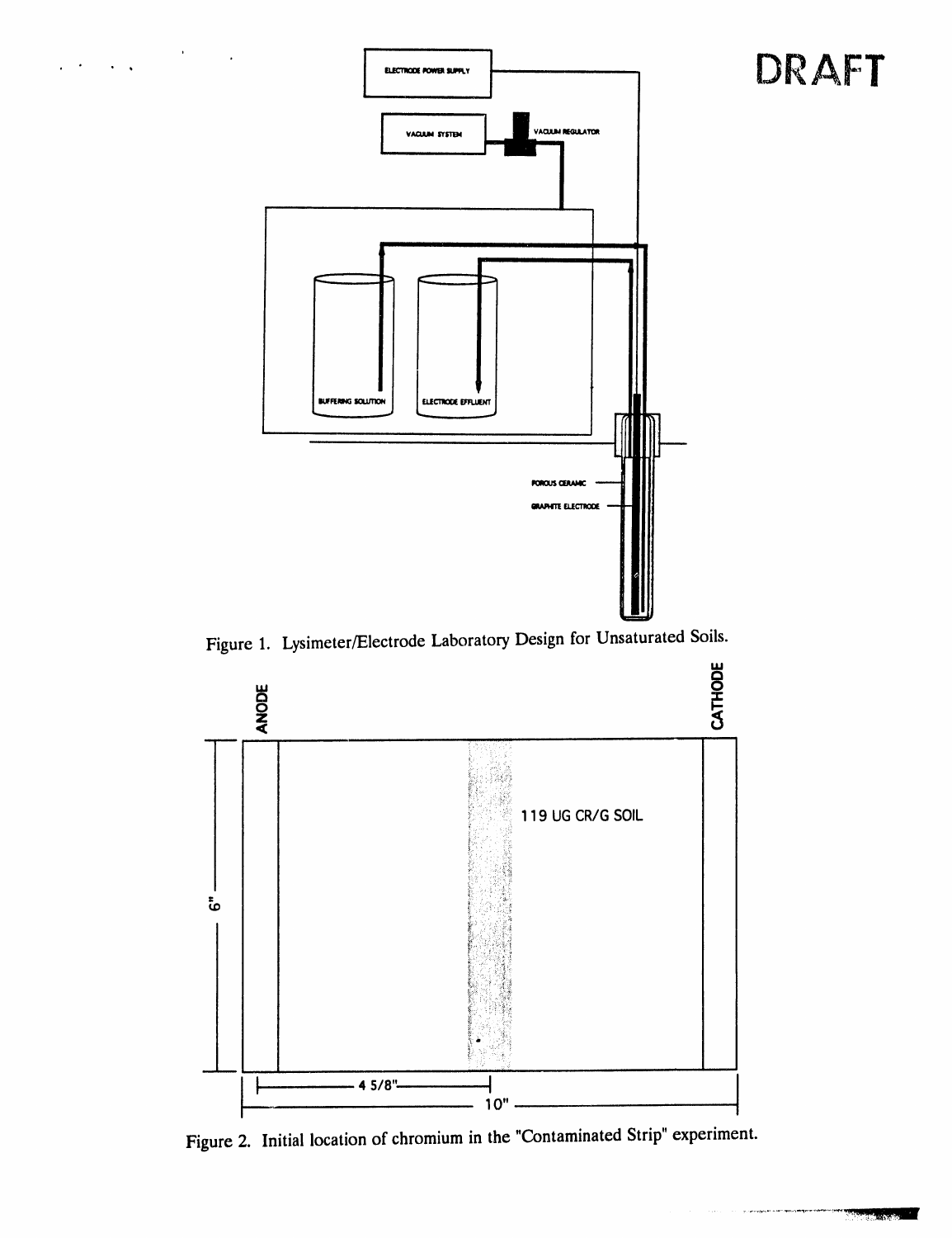DRAFT

ELECTRODE POWER SUPPLY

VACUUM SYSTEM

VACUUM REGULATOR

BUFFERING SOLUTION

ELECTRODE EFFLUENT

POROUS CERAMIC

GRAPHITE ELECTRODE

Figure 1. Lysimeter/Electrode Laboratory Design for Unsaturated Soils.

ANODE

CATHODE

119 UG CR/G SOIL

6"

4 5/8"

10"

Figure 2. Initial location of chromium in the "Contaminated Strip" experiment.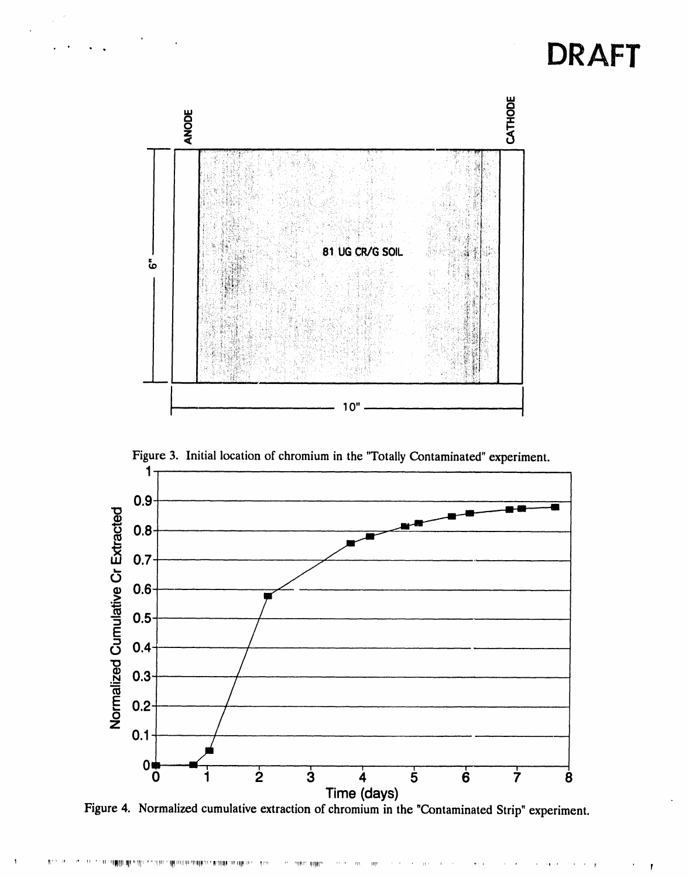DRAFT

ANODE

CATHODE

6"

81 UG CR/G SOIL

10"

Figure 3. Initial location of chromium in the "Totally Contaminated" experiment.

Figure 4. Normalized cumulative extraction of chromium in the "Contaminated Strip" experiment.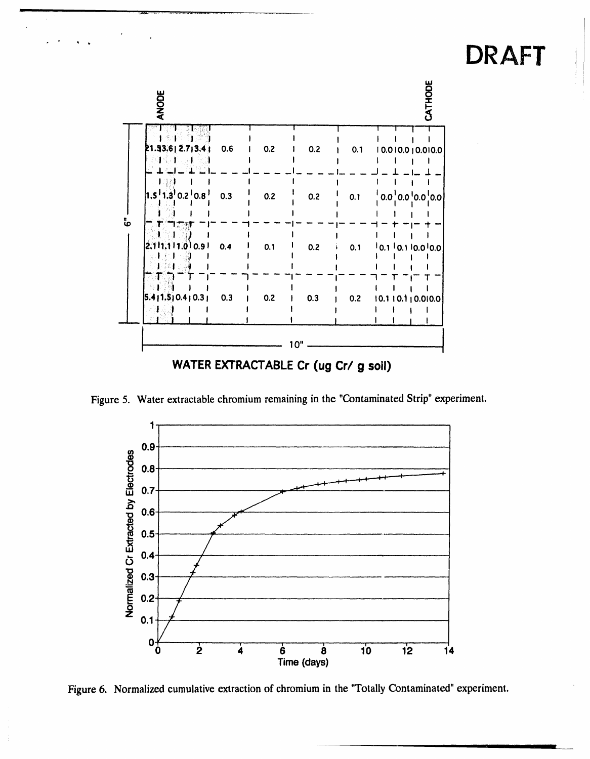DRAFT

| 21.5 | 3.6 | 2.7 | 3.4 | 0.6 | 0.2 | 0.2 | 0.1 | 0.0 | 0.0 | 0.0 | 0.0 |
|---|---|---|---|---|---|---|---|---|---|---|---|
| 1.5 | 1.3 | 0.2 | 0.8 | 0.3 | 0.2 | 0.2 | 0.1 | 0.0 | 0.0 | 0.0 | 0.0 |
| 2.1 | 1.1 | 1.0 | 0.9 | 0.4 | 0.1 | 0.2 | 0.1 | 0.1 | 0.1 | 0.0 | 0.0 |
| 5.4 | 1.5 | 0.4 | 0.3 | 0.3 | 0.2 | 0.3 | 0.2 | 0.1 | 0.1 | 0.0 | 0.0 |

ANODE (left) — CATHODE (right); 6" × 10"

WATER EXTRACTABLE Cr (ug Cr/ g soil)

Figure 5. Water extractable chromium remaining in the "Contaminated Strip" experiment.

Figure 6. Normalized cumulative extraction of chromium in the "Totally Contaminated" experiment.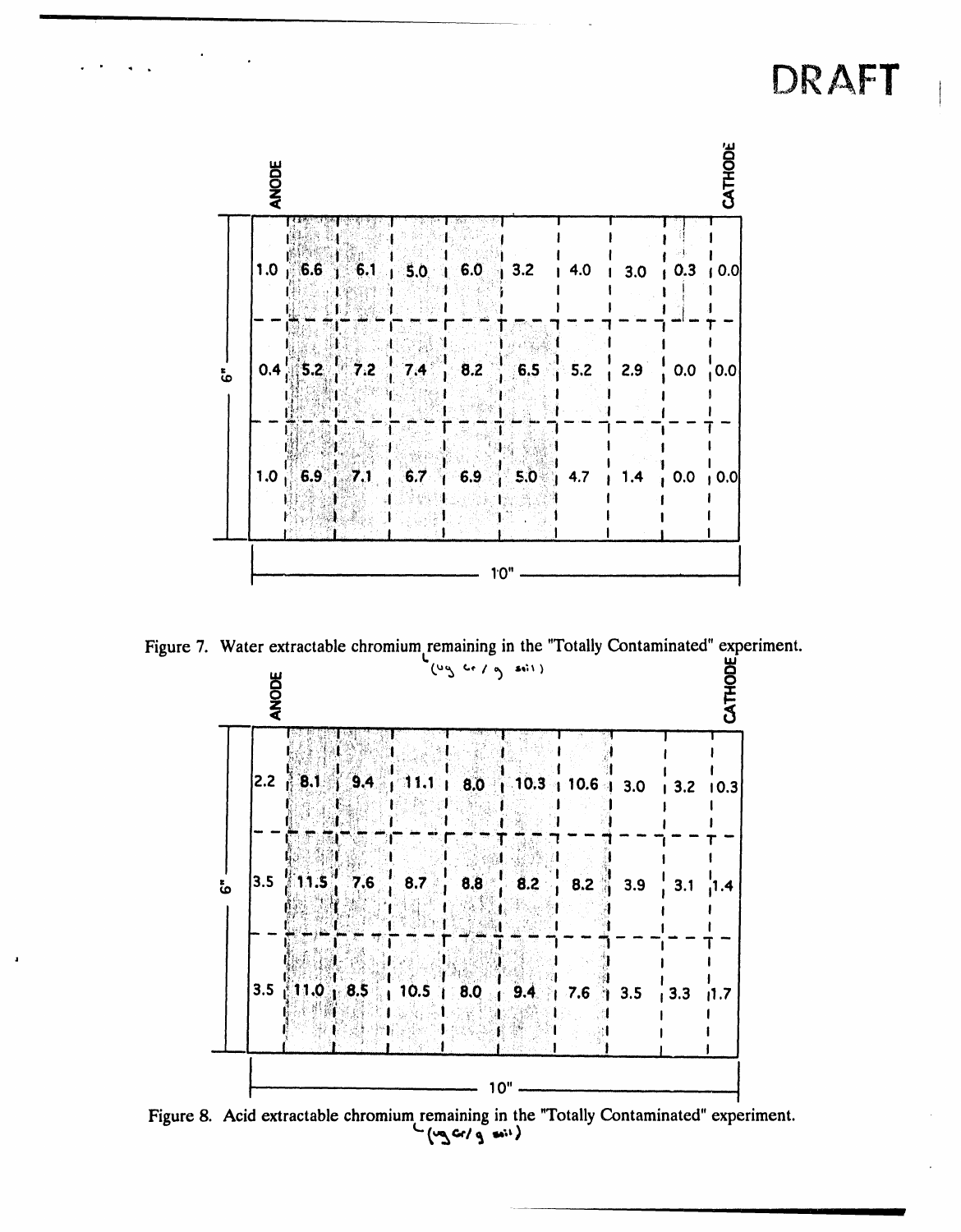DRAFT

| ANODE | | | | | | | | | CATHODE |
|---|---|---|---|---|---|---|---|---|---|
| 1.0 | 6.6 | 6.1 | 5.0 | 6.0 | 3.2 | 4.0 | 3.0 | 0.3 | 0.0 |
| 0.4 | 5.2 | 7.2 | 7.4 | 8.2 | 6.5 | 5.2 | 2.9 | 0.0 | 0.0 |
| 1.0 | 6.9 | 7.1 | 6.7 | 6.9 | 5.0 | 4.7 | 1.4 | 0.0 | 0.0 |

6" (height) × 10" (width)

Figure 7. Water extractable chromium remaining in the "Totally Contaminated" experiment. (ug Cr / g soil)

| ANODE | | | | | | | | | CATHODE |
|---|---|---|---|---|---|---|---|---|---|
| 2.2 | 8.1 | 9.4 | 11.1 | 8.0 | 10.3 | 10.6 | 3.0 | 3.2 | 0.3 |
| 3.5 | 11.5 | 7.6 | 8.7 | 8.8 | 8.2 | 8.2 | 3.9 | 3.1 | 1.4 |
| 3.5 | 11.0 | 8.5 | 10.5 | 8.0 | 9.4 | 7.6 | 3.5 | 3.3 | 1.7 |

6" (height) × 10" (width)

Figure 8. Acid extractable chromium remaining in the "Totally Contaminated" experiment. (ug Cr/g soil)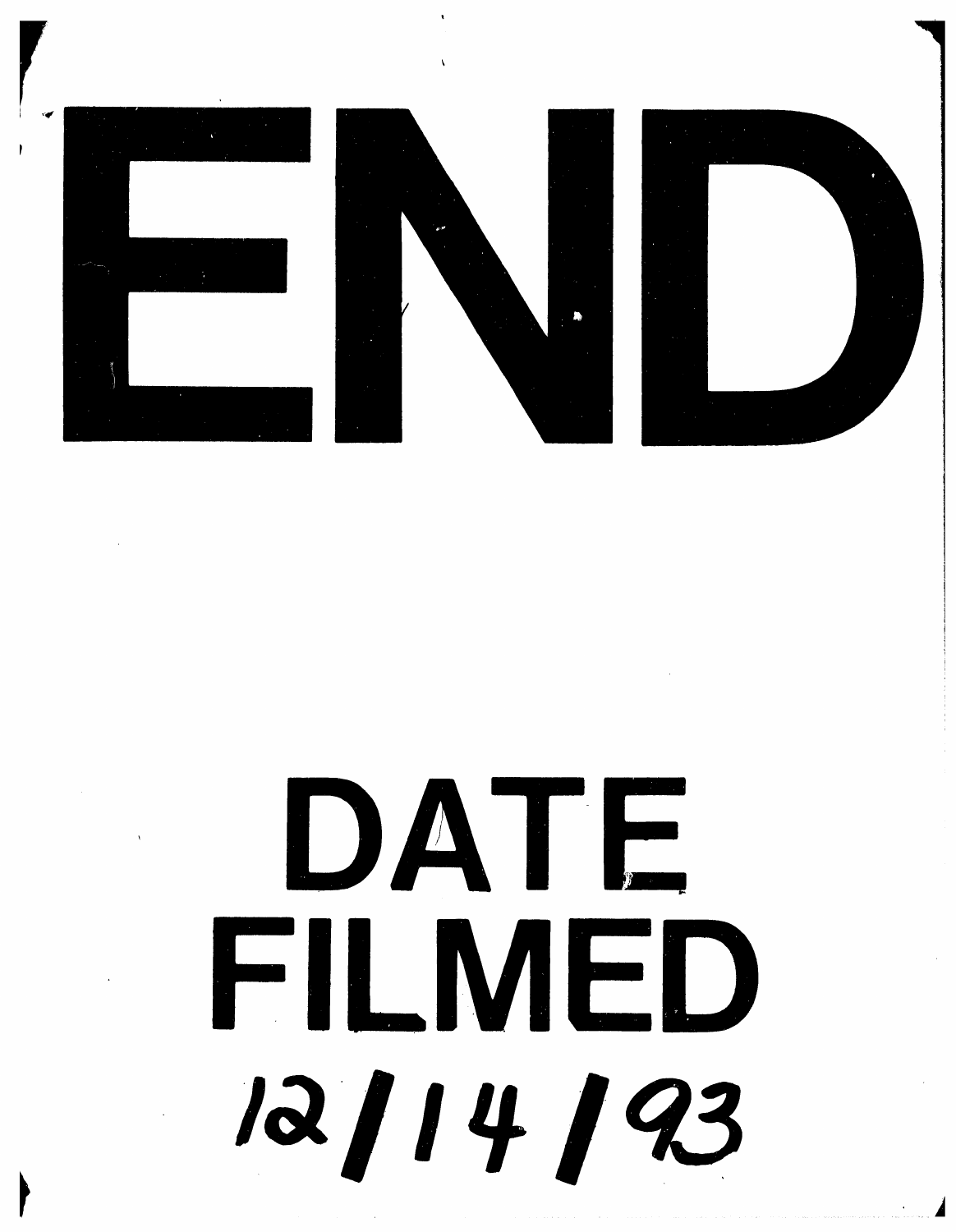# END

# DATE FILMED

12/14/93